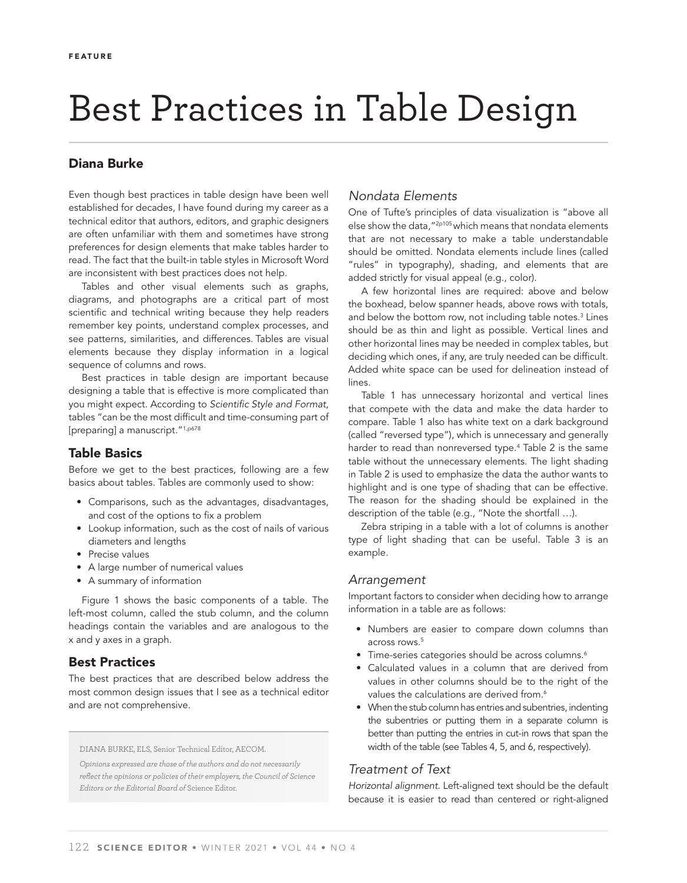FEATURE

# Best Practices in Table Design

**Diana Burke**

Even though best practices in table design have been well established for decades, I have found during my career as a technical editor that authors, editors, and graphic designers are often unfamiliar with them and sometimes have strong preferences for design elements that make tables harder to read. The fact that the built-in table styles in Microsoft Word are inconsistent with best practices does not help.

Tables and other visual elements such as graphs, diagrams, and photographs are a critical part of most scientific and technical writing because they help readers remember key points, understand complex processes, and see patterns, similarities, and differences. Tables are visual elements because they display information in a logical sequence of columns and rows.

Best practices in table design are important because designing a table that is effective is more complicated than you might expect. According to *Scientific Style and Format*, tables "can be the most difficult and time-consuming part of [preparing] a manuscript."[1,p678]

## Table Basics

Before we get to the best practices, following are a few basics about tables. Tables are commonly used to show:

- Comparisons, such as the advantages, disadvantages, and cost of the options to fix a problem
- Lookup information, such as the cost of nails of various diameters and lengths
- Precise values
- A large number of numerical values
- A summary of information

Figure 1 shows the basic components of a table. The left-most column, called the stub column, and the column headings contain the variables and are analogous to the x and y axes in a graph.

## Best Practices

The best practices that are described below address the most common design issues that I see as a technical editor and are not comprehensive.

DIANA BURKE, ELS, Senior Technical Editor, AECOM.

*Opinions expressed are those of the authors and do not necessarily reflect the opinions or policies of their employers, the Council of Science Editors or the Editorial Board of* Science Editor.

### *Nondata Elements*

One of Tufte's principles of data visualization is "above all else show the data,"[2p105] which means that nondata elements that are not necessary to make a table understandable should be omitted. Nondata elements include lines (called "rules" in typography), shading, and elements that are added strictly for visual appeal (e.g., color).

A few horizontal lines are required: above and below the boxhead, below spanner heads, above rows with totals, and below the bottom row, not including table notes.[3] Lines should be as thin and light as possible. Vertical lines and other horizontal lines may be needed in complex tables, but deciding which ones, if any, are truly needed can be difficult. Added white space can be used for delineation instead of lines.

Table 1 has unnecessary horizontal and vertical lines that compete with the data and make the data harder to compare. Table 1 also has white text on a dark background (called "reversed type"), which is unnecessary and generally harder to read than nonreversed type.[4] Table 2 is the same table without the unnecessary elements. The light shading in Table 2 is used to emphasize the data the author wants to highlight and is one type of shading that can be effective. The reason for the shading should be explained in the description of the table (e.g., "Note the shortfall …).

Zebra striping in a table with a lot of columns is another type of light shading that can be useful. Table 3 is an example.

### *Arrangement*

Important factors to consider when deciding how to arrange information in a table are as follows:

- Numbers are easier to compare down columns than across rows.[5]
- Time-series categories should be across columns.[6]
- Calculated values in a column that are derived from values in other columns should be to the right of the values the calculations are derived from.[6]
- When the stub column has entries and subentries, indenting the subentries or putting them in a separate column is better than putting the entries in cut-in rows that span the width of the table (see Tables 4, 5, and 6, respectively).

### *Treatment of Text*

*Horizontal alignment.* Left-aligned text should be the default because it is easier to read than centered or right-aligned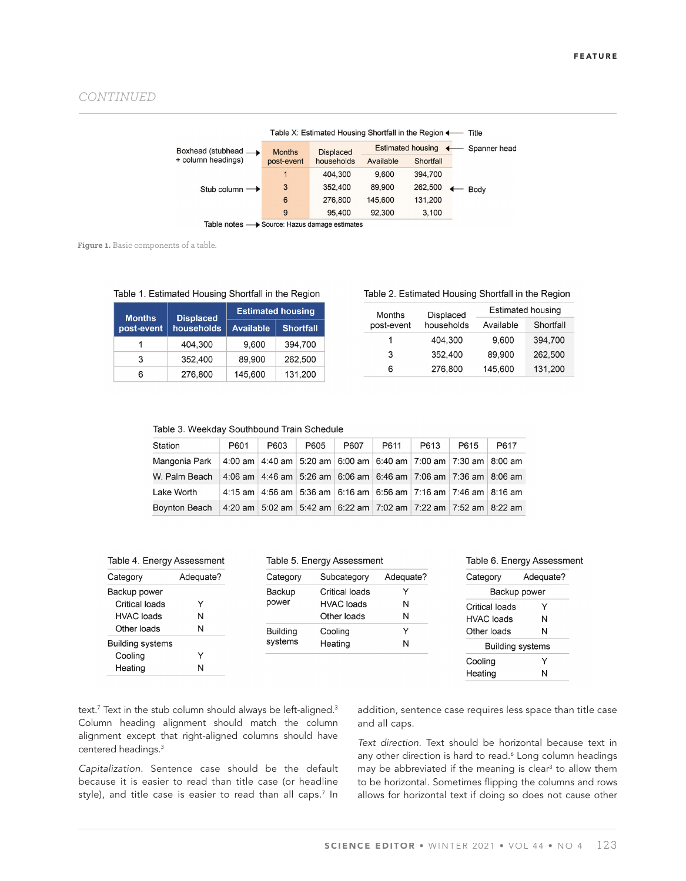CONTINUED

Table X: Estimated Housing Shortfall in the Region ← Title

| Months post-event | Displaced households | Estimated housing | |
|---|---|---|---|
| | | Available | Shortfall |
| 1 | 404,300 | 9,600 | 394,700 |
| 3 | 352,400 | 89,900 | 262,500 |
| 6 | 276,800 | 145,600 | 131,200 |
| 9 | 95,400 | 92,300 | 3,100 |

Source: Hazus damage estimates

Labels: Boxhead (stubhead + column headings) →; Stub column →; Table notes →; ← Spanner head; ← Body

**Figure 1.** Basic components of a table.

Table 1. Estimated Housing Shortfall in the Region

| Months post-event | Displaced households | Estimated housing | |
|---|---|---|---|
| | | Available | Shortfall |
| 1 | 404,300 | 9,600 | 394,700 |
| 3 | 352,400 | 89,900 | 262,500 |
| 6 | 276,800 | 145,600 | 131,200 |

Table 2. Estimated Housing Shortfall in the Region

| Months post-event | Displaced households | Estimated housing | |
|---|---|---|---|
| | | Available | Shortfall |
| 1 | 404,300 | 9,600 | 394,700 |
| 3 | 352,400 | 89,900 | 262,500 |
| 6 | 276,800 | 145,600 | 131,200 |

Table 3. Weekday Southbound Train Schedule

| Station | P601 | P603 | P605 | P607 | P611 | P613 | P615 | P617 |
|---|---|---|---|---|---|---|---|---|
| Mangonia Park | 4:00 am | 4:40 am | 5:20 am | 6:00 am | 6:40 am | 7:00 am | 7:30 am | 8:00 am |
| W. Palm Beach | 4:06 am | 4:46 am | 5:26 am | 6:06 am | 6:46 am | 7:06 am | 7:36 am | 8:06 am |
| Lake Worth | 4:15 am | 4:56 am | 5:36 am | 6:16 am | 6:56 am | 7:16 am | 7:46 am | 8:16 am |
| Boynton Beach | 4:20 am | 5:02 am | 5:42 am | 6:22 am | 7:02 am | 7:22 am | 7:52 am | 8:22 am |

Table 4. Energy Assessment

| Category | Adequate? |
|---|---|
| Backup power | |
| Critical loads | Y |
| HVAC loads | N |
| Other loads | N |
| Building systems | |
| Cooling | Y |
| Heating | N |

Table 5. Energy Assessment

| Category | Subcategory | Adequate? |
|---|---|---|
| Backup power | Critical loads | Y |
| | HVAC loads | N |
| | Other loads | N |
| Building systems | Cooling | Y |
| | Heating | N |

Table 6. Energy Assessment

| Category | Adequate? |
|---|---|
| Backup power | |
| Critical loads | Y |
| HVAC loads | N |
| Other loads | N |
| Building systems | |
| Cooling | Y |
| Heating | N |

text.[7] Text in the stub column should always be left-aligned.[3] Column heading alignment should match the column alignment except that right-aligned columns should have centered headings.[3]

*Capitalization*. Sentence case should be the default because it is easier to read than title case (or headline style), and title case is easier to read than all caps.[7] In addition, sentence case requires less space than title case and all caps.

*Text direction*. Text should be horizontal because text in any other direction is hard to read.[6] Long column headings may be abbreviated if the meaning is clear[3] to allow them to be horizontal. Sometimes flipping the columns and rows allows for horizontal text if doing so does not cause other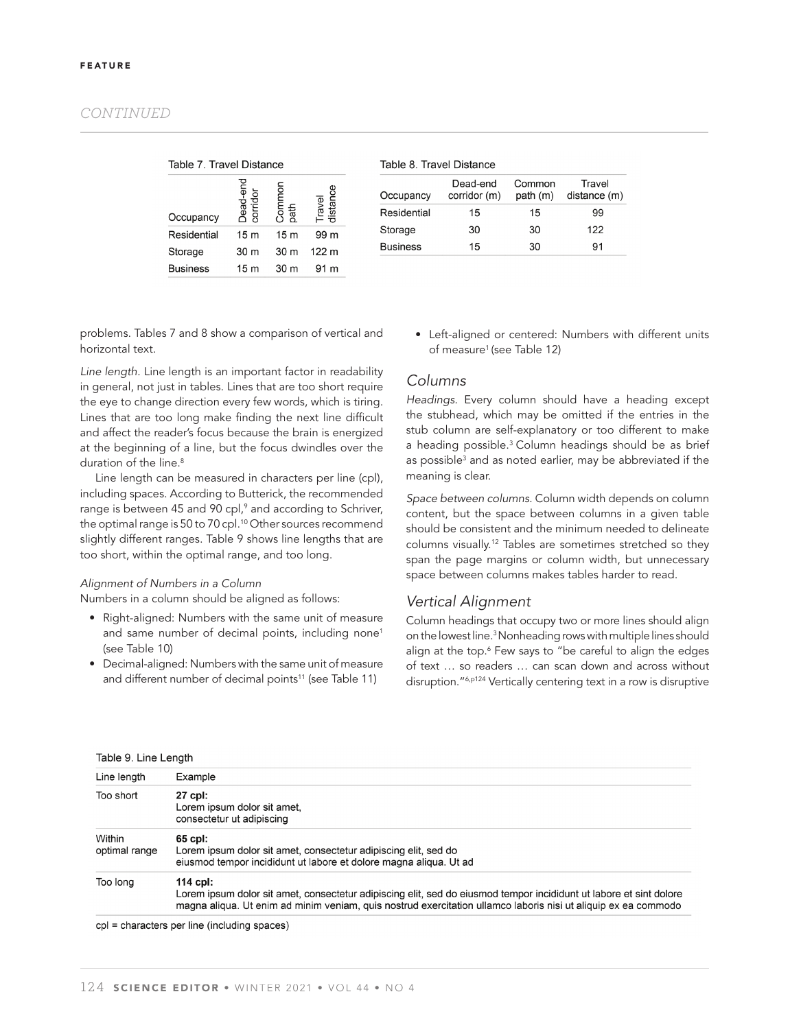Table 7. Travel Distance

| Occupancy | Dead-end corridor | Common path | Travel distance |
|---|---|---|---|
| Residential | 15 m | 15 m | 99 m |
| Storage | 30 m | 30 m | 122 m |
| Business | 15 m | 30 m | 91 m |

Table 8. Travel Distance

| Occupancy | Dead-end corridor (m) | Common path (m) | Travel distance (m) |
|---|---|---|---|
| Residential | 15 | 15 | 99 |
| Storage | 30 | 30 | 122 |
| Business | 15 | 30 | 91 |

problems. Tables 7 and 8 show a comparison of vertical and horizontal text.

*Line length.* Line length is an important factor in readability in general, not just in tables. Lines that are too short require the eye to change direction every few words, which is tiring. Lines that are too long make finding the next line difficult and affect the reader's focus because the brain is energized at the beginning of a line, but the focus dwindles over the duration of the line.[8]

Line length can be measured in characters per line (cpl), including spaces. According to Butterick, the recommended range is between 45 and 90 cpl,[9] and according to Schriver, the optimal range is 50 to 70 cpl.[10] Other sources recommend slightly different ranges. Table 9 shows line lengths that are too short, within the optimal range, and too long.

*Alignment of Numbers in a Column*

Numbers in a column should be aligned as follows:

- Right-aligned: Numbers with the same unit of measure and same number of decimal points, including none[1] (see Table 10)
- Decimal-aligned: Numbers with the same unit of measure and different number of decimal points[11] (see Table 11)
- Left-aligned or centered: Numbers with different units of measure[1] (see Table 12)

## Columns

*Headings.* Every column should have a heading except the stubhead, which may be omitted if the entries in the stub column are self-explanatory or too different to make a heading possible.[3] Column headings should be as brief as possible[3] and as noted earlier, may be abbreviated if the meaning is clear.

*Space between columns.* Column width depends on column content, but the space between columns in a given table should be consistent and the minimum needed to delineate columns visually.[12] Tables are sometimes stretched so they span the page margins or column width, but unnecessary space between columns makes tables harder to read.

## Vertical Alignment

Column headings that occupy two or more lines should align on the lowest line.[3] Nonheading rows with multiple lines should align at the top.[6] Few says to "be careful to align the edges of text … so readers … can scan down and across without disruption."[6,p124] Vertically centering text in a row is disruptive

Table 9. Line Length

| Line length | Example |
|---|---|
| Too short | **27 cpl:**<br>Lorem ipsum dolor sit amet,<br>consectetur ut adipiscing |
| Within optimal range | **65 cpl:**<br>Lorem ipsum dolor sit amet, consectetur adipiscing elit, sed do<br>eiusmod tempor incididunt ut labore et dolore magna aliqua. Ut ad |
| Too long | **114 cpl:**<br>Lorem ipsum dolor sit amet, consectetur adipiscing elit, sed do eiusmod tempor incididunt ut labore et sint dolore<br>magna aliqua. Ut enim ad minim veniam, quis nostrud exercitation ullamco laboris nisi ut aliquip ex ea commodo |

cpl = characters per line (including spaces)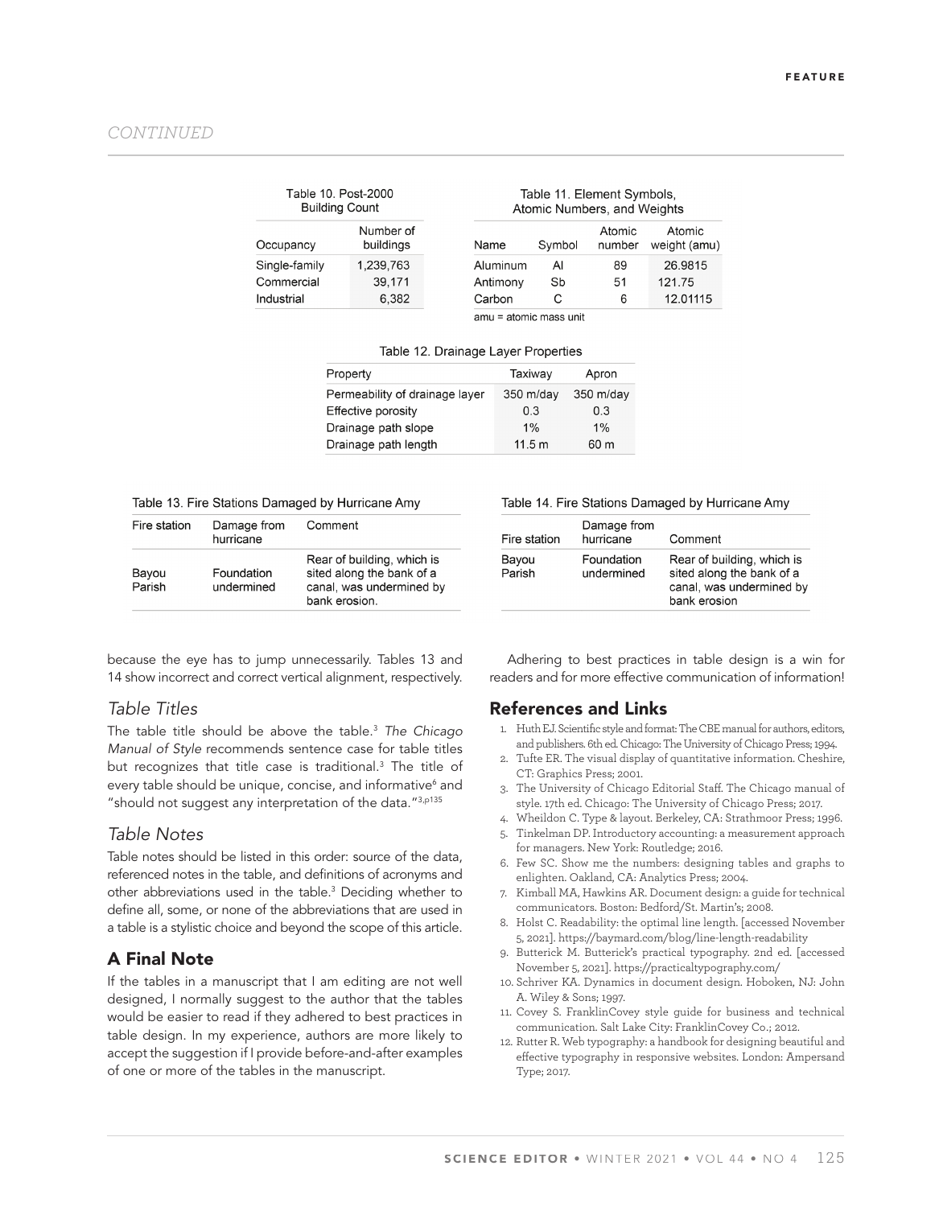CONTINUED

Table 10. Post-2000 Building Count

| Occupancy | Number of buildings |
|---|---|
| Single-family | 1,239,763 |
| Commercial | 39,171 |
| Industrial | 6,382 |

Table 11. Element Symbols, Atomic Numbers, and Weights

| Name | Symbol | Atomic number | Atomic weight (amu) |
|---|---|---|---|
| Aluminum | Al | 89 | 26.9815 |
| Antimony | Sb | 51 | 121.75 |
| Carbon | C | 6 | 12.01115 |

amu = atomic mass unit

Table 12. Drainage Layer Properties

| Property | Taxiway | Apron |
|---|---|---|
| Permeability of drainage layer | 350 m/day | 350 m/day |
| Effective porosity | 0.3 | 0.3 |
| Drainage path slope | 1% | 1% |
| Drainage path length | 11.5 m | 60 m |

Table 13. Fire Stations Damaged by Hurricane Amy

| Fire station | Damage from hurricane | Comment |
|---|---|---|
| Bayou Parish | Foundation undermined | Rear of building, which is sited along the bank of a canal, was undermined by bank erosion. |

Table 14. Fire Stations Damaged by Hurricane Amy

| Fire station | Damage from hurricane | Comment |
|---|---|---|
| Bayou Parish | Foundation undermined | Rear of building, which is sited along the bank of a canal, was undermined by bank erosion |

because the eye has to jump unnecessarily. Tables 13 and 14 show incorrect and correct vertical alignment, respectively.

### *Table Titles*

The table title should be above the table.[3] *The Chicago Manual of Style* recommends sentence case for table titles but recognizes that title case is traditional.[3] The title of every table should be unique, concise, and informative[6] and "should not suggest any interpretation of the data."[3,p135]

### *Table Notes*

Table notes should be listed in this order: source of the data, referenced notes in the table, and definitions of acronyms and other abbreviations used in the table.[3] Deciding whether to define all, some, or none of the abbreviations that are used in a table is a stylistic choice and beyond the scope of this article.

## A Final Note

If the tables in a manuscript that I am editing are not well designed, I normally suggest to the author that the tables would be easier to read if they adhered to best practices in table design. In my experience, authors are more likely to accept the suggestion if I provide before-and-after examples of one or more of the tables in the manuscript.

Adhering to best practices in table design is a win for readers and for more effective communication of information!

## References and Links

1. Huth EJ. Scientific style and format: The CBE manual for authors, editors, and publishers. 6th ed. Chicago: The University of Chicago Press; 1994.
2. Tufte ER. The visual display of quantitative information. Cheshire, CT: Graphics Press; 2001.
3. The University of Chicago Editorial Staff. The Chicago manual of style. 17th ed. Chicago: The University of Chicago Press; 2017.
4. Wheildon C. Type & layout. Berkeley, CA: Strathmoor Press; 1996.
5. Tinkelman DP. Introductory accounting: a measurement approach for managers. New York: Routledge; 2016.
6. Few SC. Show me the numbers: designing tables and graphs to enlighten. Oakland, CA: Analytics Press; 2004.
7. Kimball MA, Hawkins AR. Document design: a guide for technical communicators. Boston: Bedford/St. Martin's; 2008.
8. Holst C. Readability: the optimal line length. [accessed November 5, 2021]. https://baymard.com/blog/line-length-readability
9. Butterick M. Butterick's practical typography. 2nd ed. [accessed November 5, 2021]. https://practicaltypography.com/
10. Schriver KA. Dynamics in document design. Hoboken, NJ: John A. Wiley & Sons; 1997.
11. Covey S. FranklinCovey style guide for business and technical communication. Salt Lake City: FranklinCovey Co.; 2012.
12. Rutter R. Web typography: a handbook for designing beautiful and effective typography in responsive websites. London: Ampersand Type; 2017.